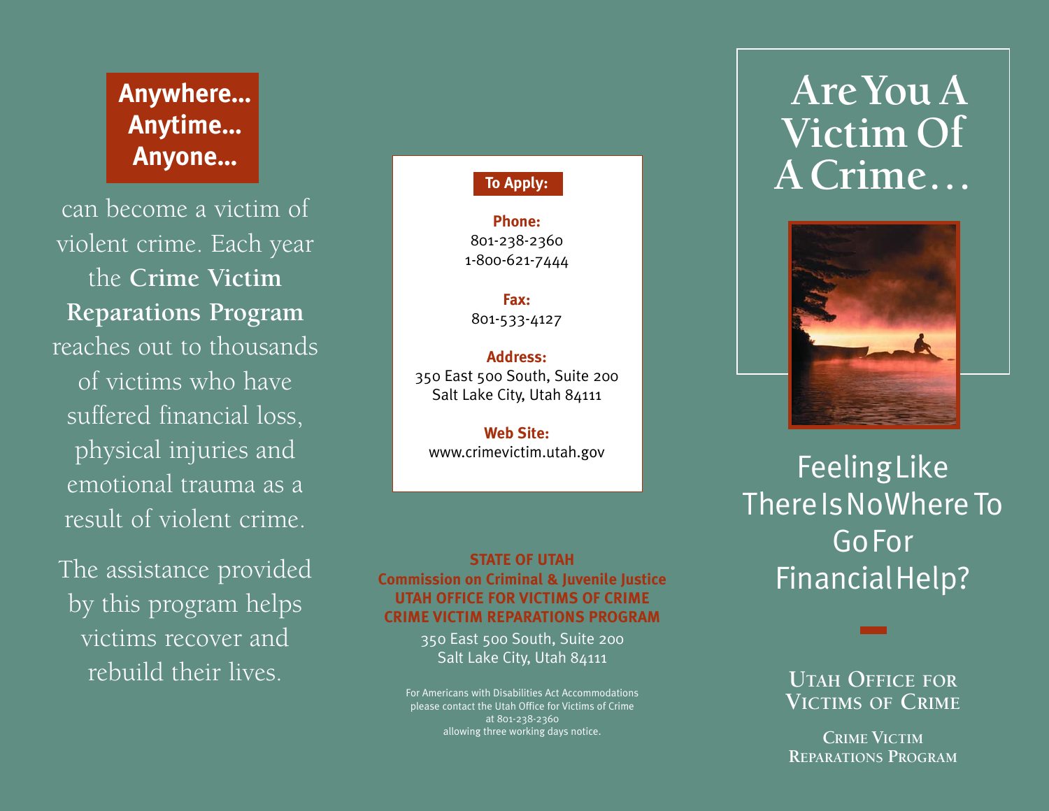**Anywhere...**
**Anytime...**
**Anyone...**

can become a victim of violent crime. Each year the **Crime Victim Reparations Program** reaches out to thousands of victims who have suffered financial loss, physical injuries and emotional trauma as a result of violent crime.

The assistance provided by this program helps victims recover and rebuild their lives.

**To Apply:**

**Phone:**
801-238-2360
1-800-621-7444

**Fax:**
801-533-4127

**Address:**
350 East 500 South, Suite 200
Salt Lake City, Utah 84111

**Web Site:**
www.crimevictim.utah.gov

**STATE OF UTAH**
**Commission on Criminal & Juvenile Justice**
**UTAH OFFICE FOR VICTIMS OF CRIME**
**CRIME VICTIM REPARATIONS PROGRAM**

350 East 500 South, Suite 200
Salt Lake City, Utah 84111

For Americans with Disabilities Act Accommodations please contact the Utah Office for Victims of Crime at 801-238-2360 allowing three working days notice.

# Are You A Victim Of A Crime…

## Feeling Like There Is No Where To Go For Financial Help?

**Utah Office for Victims of Crime**

**Crime Victim Reparations Program**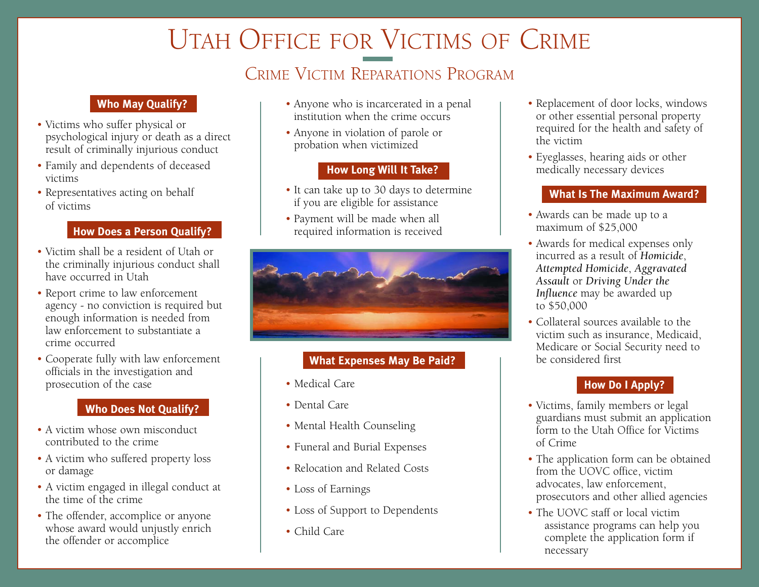# Utah Office for Victims of Crime

## Crime Victim Reparations Program

### Who May Qualify?

- Victims who suffer physical or psychological injury or death as a direct result of criminally injurious conduct
- Family and dependents of deceased victims
- Representatives acting on behalf of victims

### How Does a Person Qualify?

- Victim shall be a resident of Utah or the criminally injurious conduct shall have occurred in Utah
- Report crime to law enforcement agency - no conviction is required but enough information is needed from law enforcement to substantiate a crime occurred
- Cooperate fully with law enforcement officials in the investigation and prosecution of the case

### Who Does Not Qualify?

- A victim whose own misconduct contributed to the crime
- A victim who suffered property loss or damage
- A victim engaged in illegal conduct at the time of the crime
- The offender, accomplice or anyone whose award would unjustly enrich the offender or accomplice
- Anyone who is incarcerated in a penal institution when the crime occurs
- Anyone in violation of parole or probation when victimized

### How Long Will It Take?

- It can take up to 30 days to determine if you are eligible for assistance
- Payment will be made when all required information is received

### What Expenses May Be Paid?

- Medical Care
- Dental Care
- Mental Health Counseling
- Funeral and Burial Expenses
- Relocation and Related Costs
- Loss of Earnings
- Loss of Support to Dependents
- Child Care
- Replacement of door locks, windows or other essential personal property required for the health and safety of the victim
- Eyeglasses, hearing aids or other medically necessary devices

### What Is The Maximum Award?

- Awards can be made up to a maximum of $25,000
- Awards for medical expenses only incurred as a result of *Homicide*, *Attempted Homicide*, *Aggravated Assault* or *Driving Under the Influence* may be awarded up to $50,000
- Collateral sources available to the victim such as insurance, Medicaid, Medicare or Social Security need to be considered first

### How Do I Apply?

- Victims, family members or legal guardians must submit an application form to the Utah Office for Victims of Crime
- The application form can be obtained from the UOVC office, victim advocates, law enforcement, prosecutors and other allied agencies
- The UOVC staff or local victim assistance programs can help you complete the application form if necessary